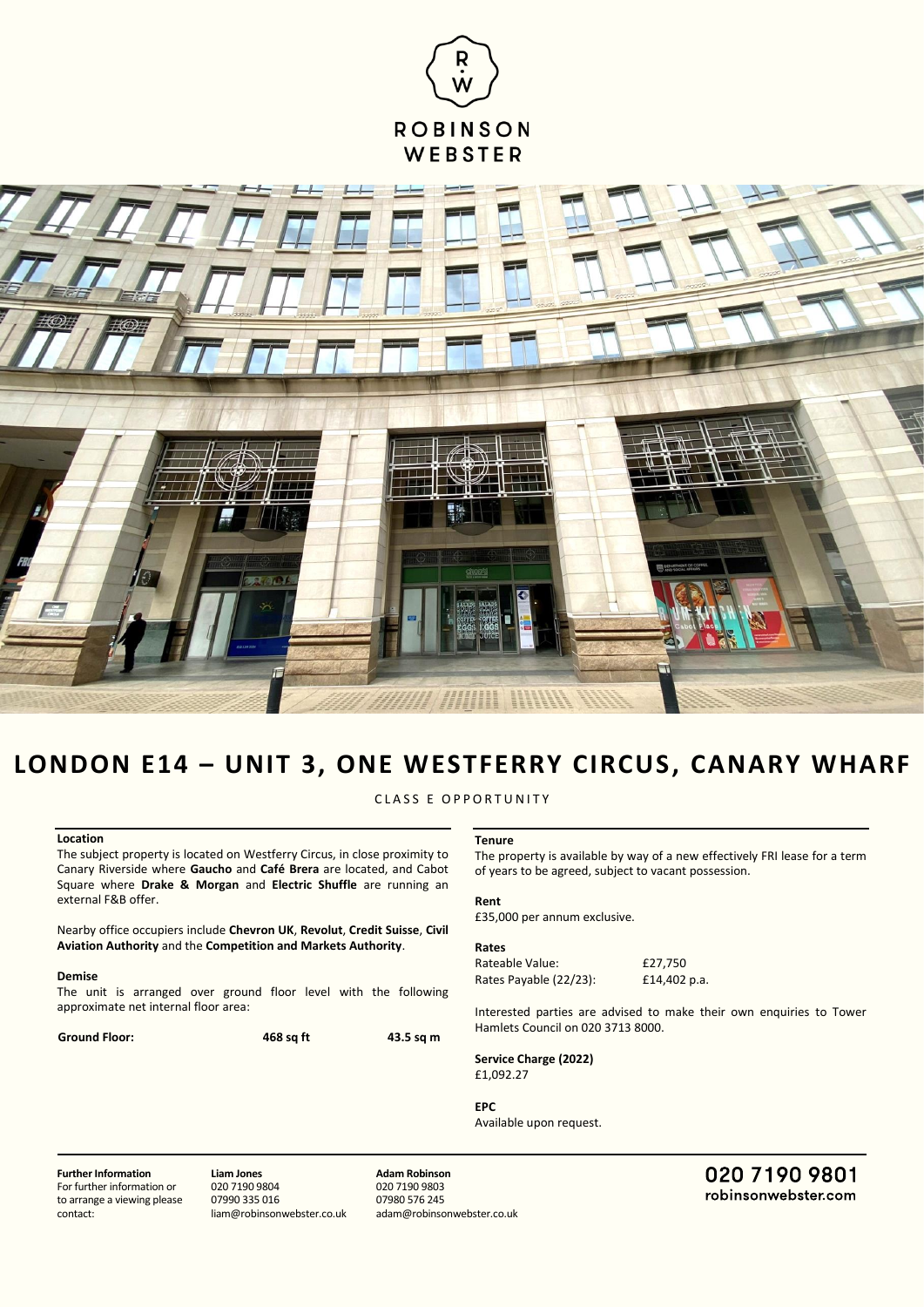ROBINSON
WEBSTER

# LONDON E14 – UNIT 3, ONE WESTFERRY CIRCUS, CANARY WHARF

CLASS E OPPORTUNITY

### Location

The subject property is located on Westferry Circus, in close proximity to Canary Riverside where **Gaucho** and **Café Brera** are located, and Cabot Square where **Drake & Morgan** and **Electric Shuffle** are running an external F&B offer.

Nearby office occupiers include **Chevron UK**, **Revolut**, **Credit Suisse**, **Civil Aviation Authority** and the **Competition and Markets Authority**.

### Demise

The unit is arranged over ground floor level with the following approximate net internal floor area:

| | | |
|---|---|---|
| **Ground Floor:** | **468 sq ft** | **43.5 sq m** |

### Tenure

The property is available by way of a new effectively FRI lease for a term of years to be agreed, subject to vacant possession.

### Rent

£35,000 per annum exclusive.

### Rates

| | |
|---|---|
| Rateable Value: | £27,750 |
| Rates Payable (22/23): | £14,402 p.a. |

Interested parties are advised to make their own enquiries to Tower Hamlets Council on 020 3713 8000.

### Service Charge (2022)

£1,092.27

### EPC

Available upon request.

**Further Information**
For further information or to arrange a viewing please contact:

**Liam Jones**
020 7190 9804
07990 335 016
liam@robinsonwebster.co.uk

**Adam Robinson**
020 7190 9803
07980 576 245
adam@robinsonwebster.co.uk

020 7190 9801
robinsonwebster.com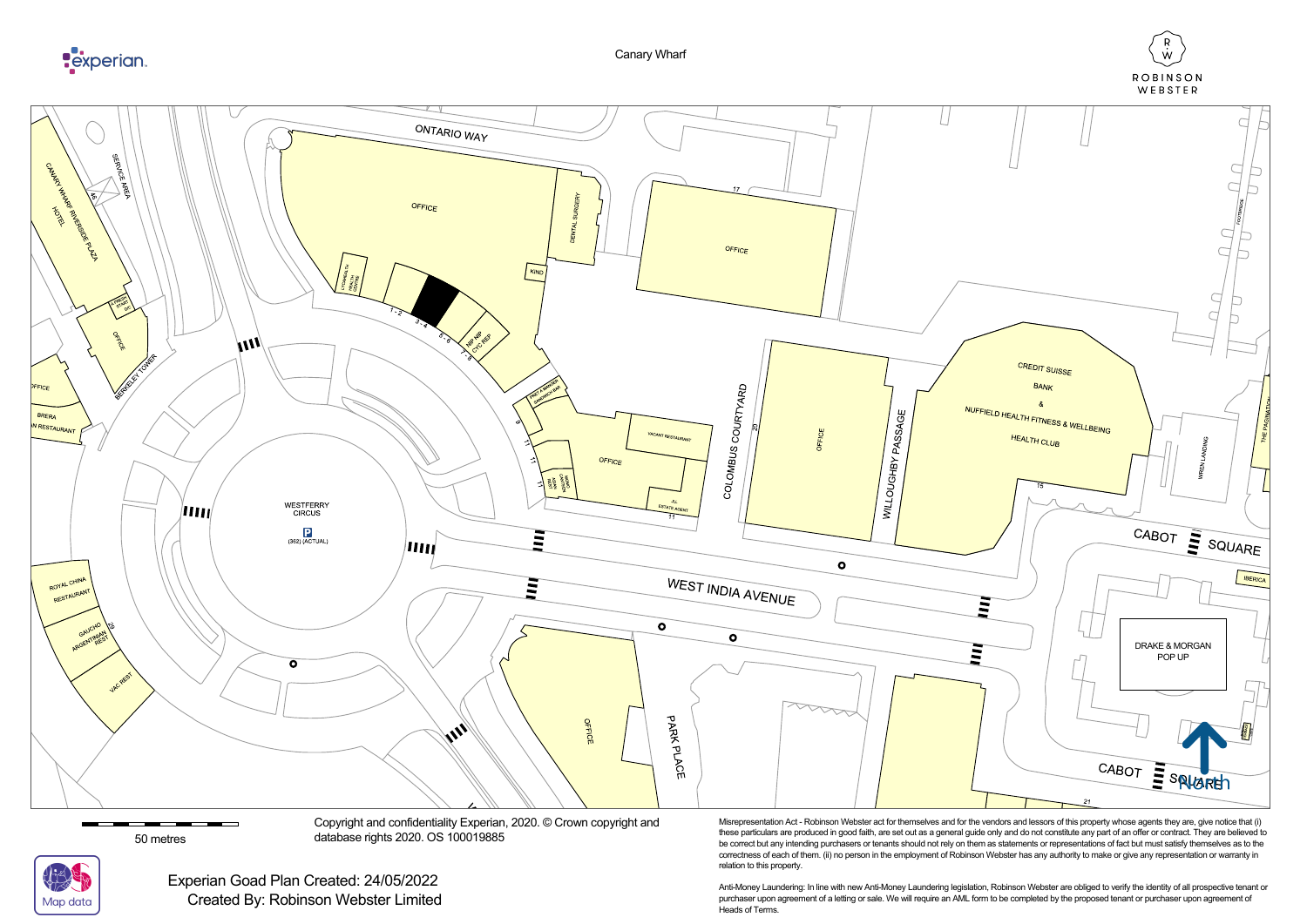Canary Wharf

ONTARIO WAY

OFFICE

DENTAL SURGERY

KIND

OFFICE

17

CANARY WHARF RIVERSIDE PLAZA HOTEL

SERVICE AREA

OFFICE

BERKELEY TOWER

OFFICE

BRERA

N RESTAURANT

1 - 2

3 - 4

5 - 6

7 - 8

NIP NIP CYC REP

PRET A MANGER SANDWICH BAR

VACANT RESTAURANT

OFFICE

JLL ESTATE AGENT

11

COLOMBUS COURTYARD

20

OFFICE

WILLOUGHBY PASSAGE

CREDIT SUISSE

BANK

&

NUFFIELD HEALTH FITNESS & WELLBEING

HEALTH CLUB

15

WREN LANDING

FOOTBRIDGE

CABOT SQUARE

IBERICA

WESTFERRY CIRCUS

P

(362) (ACTUAL)

WEST INDIA AVENUE

ROYAL CHINA RESTAURANT

GAUCHO ARGENTINIAN REST

VAC REST

OFFICE

PARK PLACE

DRAKE & MORGAN POP UP

CABOT SQUARE

21

North

50 metres

Copyright and confidentiality Experian, 2020. © Crown copyright and database rights 2020. OS 100019885

Misrepresentation Act - Robinson Webster act for themselves and for the vendors and lessors of this property whose agents they are, give notice that (i) these particulars are produced in good faith, are set out as a general guide only and do not constitute any part of an offer or contract. They are believed to be correct but any intending purchasers or tenants should not rely on them as statements or representations of fact but must satisfy themselves as to the correctness of each of them. (ii) no person in the employment of Robinson Webster has any authority to make or give any representation or warranty in relation to this property.

Anti-Money Laundering: In line with new Anti-Money Laundering legislation, Robinson Webster are obliged to verify the identity of all prospective tenant or purchaser upon agreement of a letting or sale. We will require an AML form to be completed by the proposed tenant or purchaser upon agreement of Heads of Terms.

Experian Goad Plan Created: 24/05/2022

Created By: Robinson Webster Limited